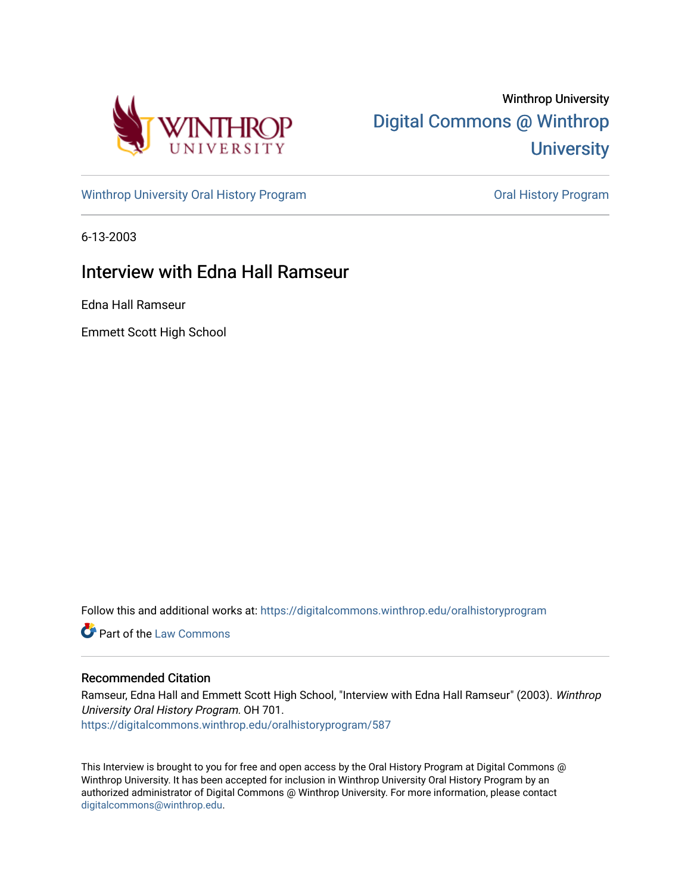Winthrop University

[Digital Commons @ Winthrop University](https://digitalcommons.winthrop.edu)

Winthrop University Oral History Program | Oral History Program

6-13-2003

# Interview with Edna Hall Ramseur

Edna Hall Ramseur

Emmett Scott High School

Follow this and additional works at: https://digitalcommons.winthrop.edu/oralhistoryprogram

Part of the Law Commons

## Recommended Citation

Ramseur, Edna Hall and Emmett Scott High School, "Interview with Edna Hall Ramseur" (2003). *Winthrop University Oral History Program.* OH 701.
https://digitalcommons.winthrop.edu/oralhistoryprogram/587

This Interview is brought to you for free and open access by the Oral History Program at Digital Commons @ Winthrop University. It has been accepted for inclusion in Winthrop University Oral History Program by an authorized administrator of Digital Commons @ Winthrop University. For more information, please contact digitalcommons@winthrop.edu.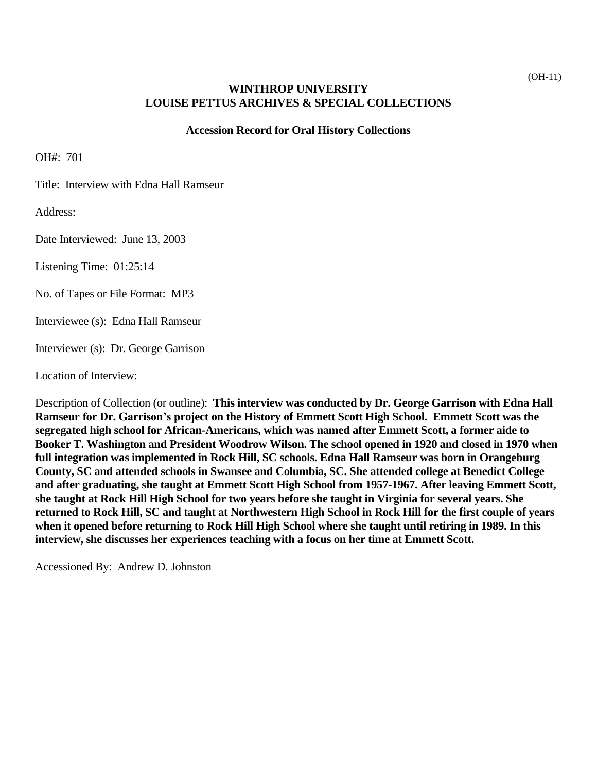(OH-11)

**WINTHROP UNIVERSITY**
**LOUISE PETTUS ARCHIVES & SPECIAL COLLECTIONS**

**Accession Record for Oral History Collections**

OH#: 701

Title: Interview with Edna Hall Ramseur

Address:

Date Interviewed: June 13, 2003

Listening Time: 01:25:14

No. of Tapes or File Format: MP3

Interviewee (s): Edna Hall Ramseur

Interviewer (s): Dr. George Garrison

Location of Interview:

Description of Collection (or outline): **This interview was conducted by Dr. George Garrison with Edna Hall Ramseur for Dr. Garrison's project on the History of Emmett Scott High School. Emmett Scott was the segregated high school for African-Americans, which was named after Emmett Scott, a former aide to Booker T. Washington and President Woodrow Wilson. The school opened in 1920 and closed in 1970 when full integration was implemented in Rock Hill, SC schools. Edna Hall Ramseur was born in Orangeburg County, SC and attended schools in Swansee and Columbia, SC. She attended college at Benedict College and after graduating, she taught at Emmett Scott High School from 1957-1967. After leaving Emmett Scott, she taught at Rock Hill High School for two years before she taught in Virginia for several years. She returned to Rock Hill, SC and taught at Northwestern High School in Rock Hill for the first couple of years when it opened before returning to Rock Hill High School where she taught until retiring in 1989. In this interview, she discusses her experiences teaching with a focus on her time at Emmett Scott.**

Accessioned By: Andrew D. Johnston